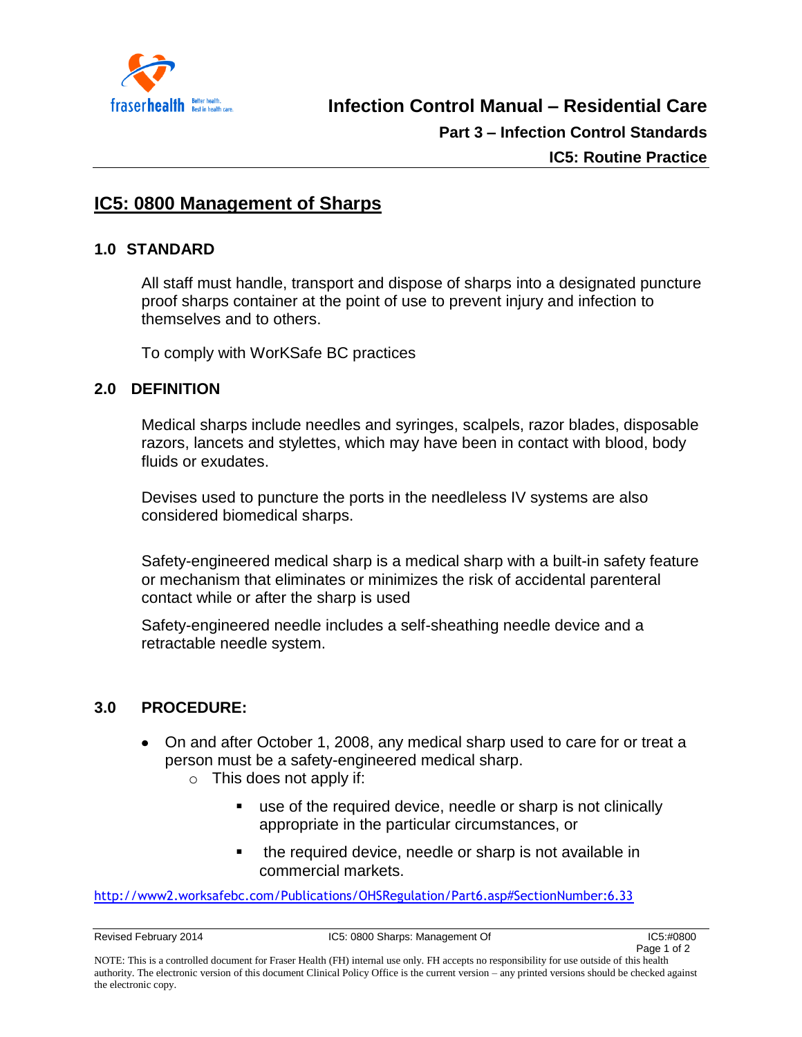# IC5: 0800 Management of Sharps

## 1.0 STANDARD

All staff must handle, transport and dispose of sharps into a designated puncture proof sharps container at the point of use to prevent injury and infection to themselves and to others.

To comply with WorKSafe BC practices

## 2.0 DEFINITION

Medical sharps include needles and syringes, scalpels, razor blades, disposable razors, lancets and stylettes, which may have been in contact with blood, body fluids or exudates.

Devises used to puncture the ports in the needleless IV systems are also considered biomedical sharps.

Safety-engineered medical sharp is a medical sharp with a built-in safety feature or mechanism that eliminates or minimizes the risk of accidental parenteral contact while or after the sharp is used

Safety-engineered needle includes a self-sheathing needle device and a retractable needle system.

## 3.0 PROCEDURE:

- On and after October 1, 2008, any medical sharp used to care for or treat a person must be a safety-engineered medical sharp.
  - This does not apply if:
    - use of the required device, needle or sharp is not clinically appropriate in the particular circumstances, or
    - the required device, needle or sharp is not available in commercial markets.

http://www2.worksafebc.com/Publications/OHSRegulation/Part6.asp#SectionNumber:6.33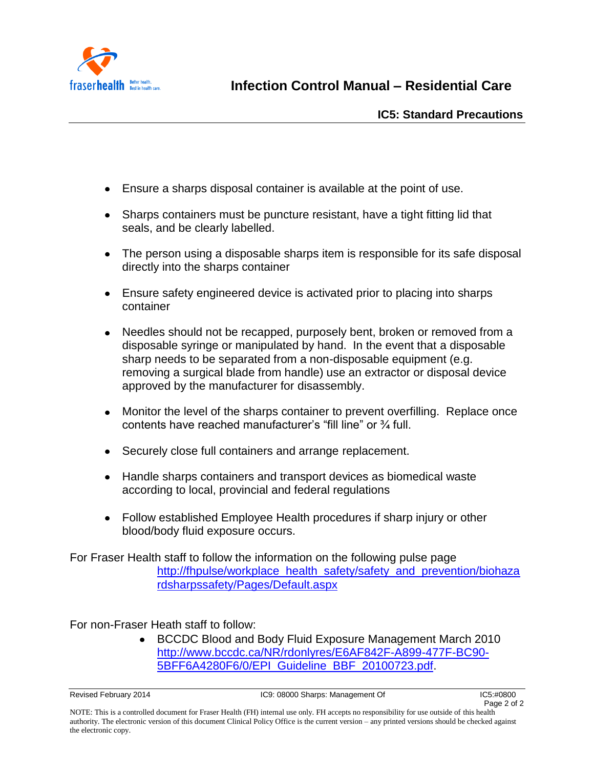- Ensure a sharps disposal container is available at the point of use.
- Sharps containers must be puncture resistant, have a tight fitting lid that seals, and be clearly labelled.
- The person using a disposable sharps item is responsible for its safe disposal directly into the sharps container
- Ensure safety engineered device is activated prior to placing into sharps container
- Needles should not be recapped, purposely bent, broken or removed from a disposable syringe or manipulated by hand. In the event that a disposable sharp needs to be separated from a non-disposable equipment (e.g. removing a surgical blade from handle) use an extractor or disposal device approved by the manufacturer for disassembly.
- Monitor the level of the sharps container to prevent overfilling. Replace once contents have reached manufacturer's "fill line" or ¾ full.
- Securely close full containers and arrange replacement.
- Handle sharps containers and transport devices as biomedical waste according to local, provincial and federal regulations
- Follow established Employee Health procedures if sharp injury or other blood/body fluid exposure occurs.

For Fraser Health staff to follow the information on the following pulse page http://fhpulse/workplace_health_safety/safety_and_prevention/biohazardsharpssafety/Pages/Default.aspx

For non-Fraser Heath staff to follow:

- BCCDC Blood and Body Fluid Exposure Management March 2010 http://www.bccdc.ca/NR/rdonlyres/E6AF842F-A899-477F-BC90-5BFF6A4280F6/0/EPI_Guideline_BBF_20100723.pdf.

Revised February 2014 | IC9: 08000 Sharps: Management Of | IC5:#0800

NOTE: This is a controlled document for Fraser Health (FH) internal use only. FH accepts no responsibility for use outside of this health authority. The electronic version of this document Clinical Policy Office is the current version – any printed versions should be checked against the electronic copy.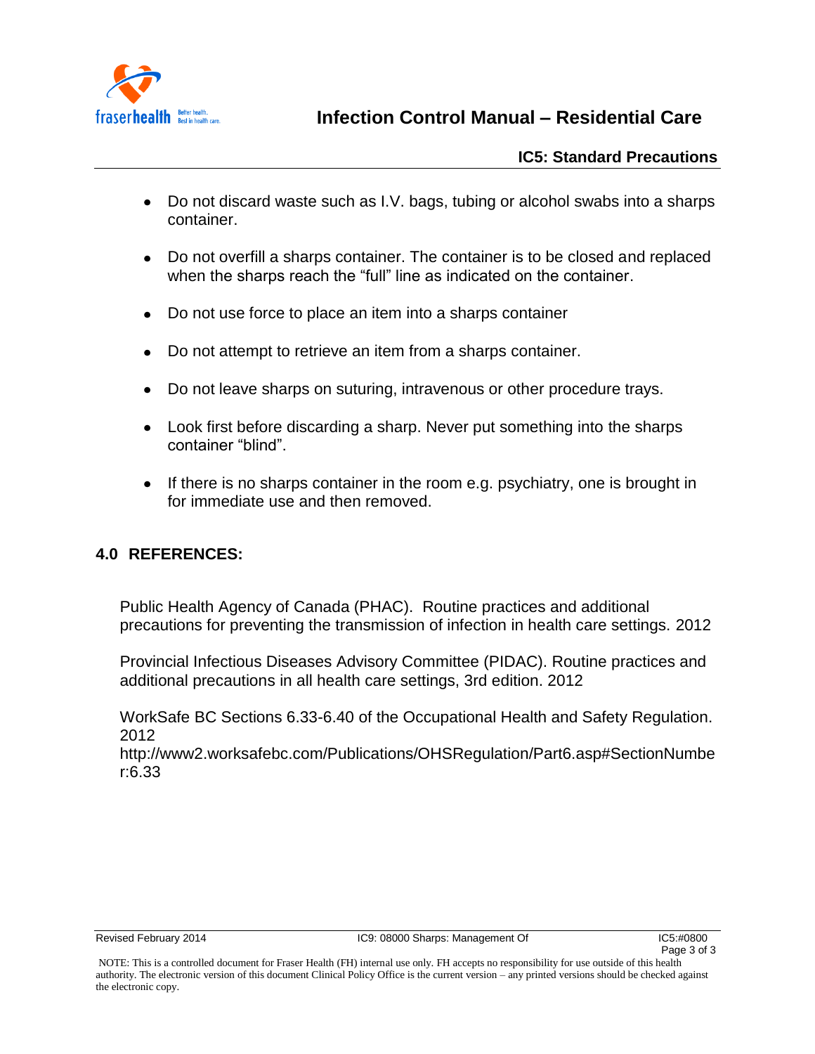- Do not discard waste such as I.V. bags, tubing or alcohol swabs into a sharps container.
- Do not overfill a sharps container. The container is to be closed and replaced when the sharps reach the "full" line as indicated on the container.
- Do not use force to place an item into a sharps container
- Do not attempt to retrieve an item from a sharps container.
- Do not leave sharps on suturing, intravenous or other procedure trays.
- Look first before discarding a sharp. Never put something into the sharps container "blind".
- If there is no sharps container in the room e.g. psychiatry, one is brought in for immediate use and then removed.

## 4.0 REFERENCES:

Public Health Agency of Canada (PHAC). Routine practices and additional precautions for preventing the transmission of infection in health care settings. 2012

Provincial Infectious Diseases Advisory Committee (PIDAC). Routine practices and additional precautions in all health care settings, 3rd edition. 2012

WorkSafe BC Sections 6.33-6.40 of the Occupational Health and Safety Regulation. 2012
http://www2.worksafebc.com/Publications/OHSRegulation/Part6.asp#SectionNumber:6.33

Revised February 2014 | IC9: 08000 Sharps: Management Of | IC5:#0800

NOTE: This is a controlled document for Fraser Health (FH) internal use only. FH accepts no responsibility for use outside of this health authority. The electronic version of this document Clinical Policy Office is the current version – any printed versions should be checked against the electronic copy.